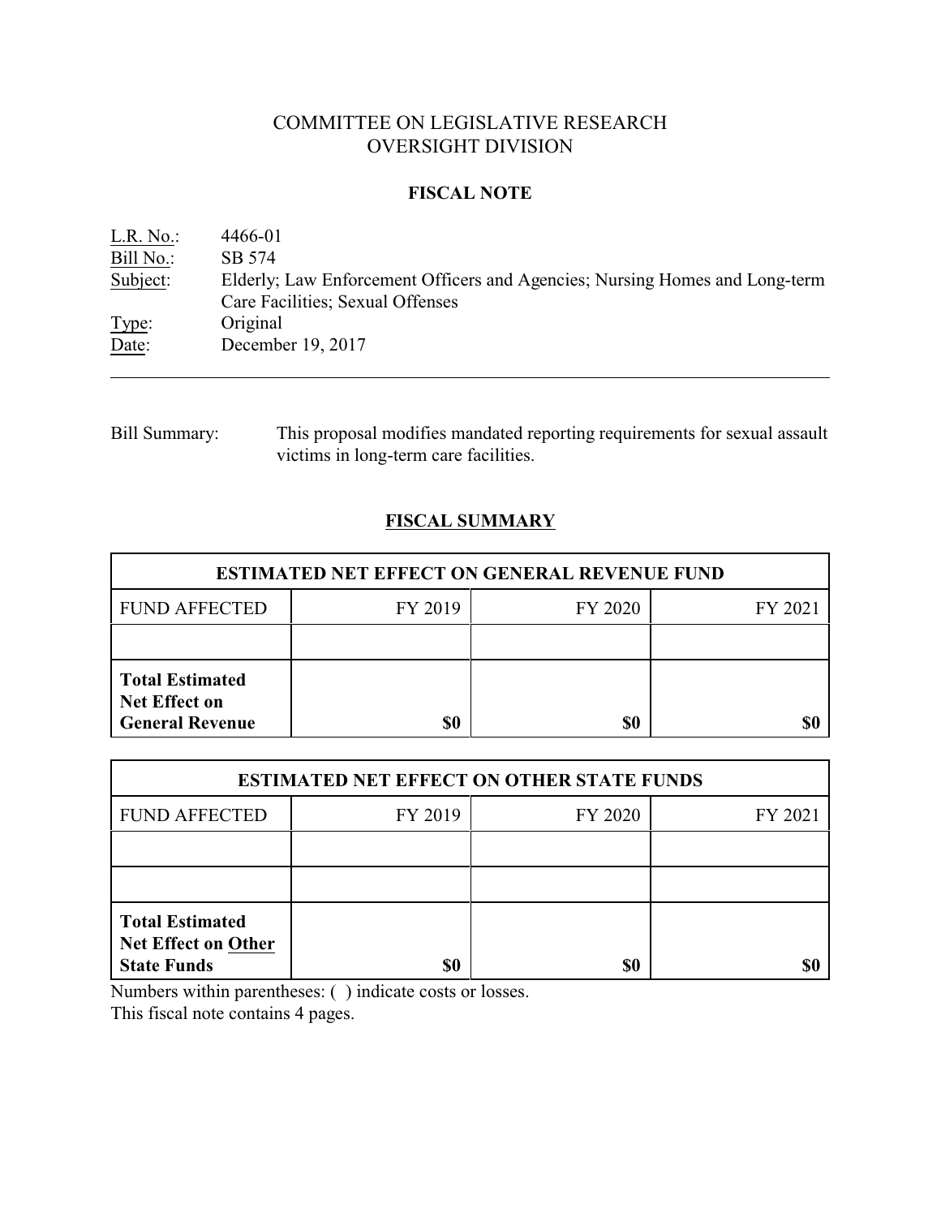# COMMITTEE ON LEGISLATIVE RESEARCH
# OVERSIGHT DIVISION

## FISCAL NOTE

L.R. No.: 4466-01
Bill No.: SB 574
Subject: Elderly; Law Enforcement Officers and Agencies; Nursing Homes and Long-term Care Facilities; Sexual Offenses
Type: Original
Date: December 19, 2017

---

Bill Summary: This proposal modifies mandated reporting requirements for sexual assault victims in long-term care facilities.

## FISCAL SUMMARY

| ESTIMATED NET EFFECT ON GENERAL REVENUE FUND | | | |
|---|---|---|---|
| FUND AFFECTED | FY 2019 | FY 2020 | FY 2021 |
| | | | |
| **Total Estimated Net Effect on General Revenue** | **$0** | **$0** | **$0** |

| ESTIMATED NET EFFECT ON OTHER STATE FUNDS | | | |
|---|---|---|---|
| FUND AFFECTED | FY 2019 | FY 2020 | FY 2021 |
| | | | |
| | | | |
| **Total Estimated Net Effect on Other State Funds** | **$0** | **$0** | **$0** |

Numbers within parentheses: ( ) indicate costs or losses.
This fiscal note contains 4 pages.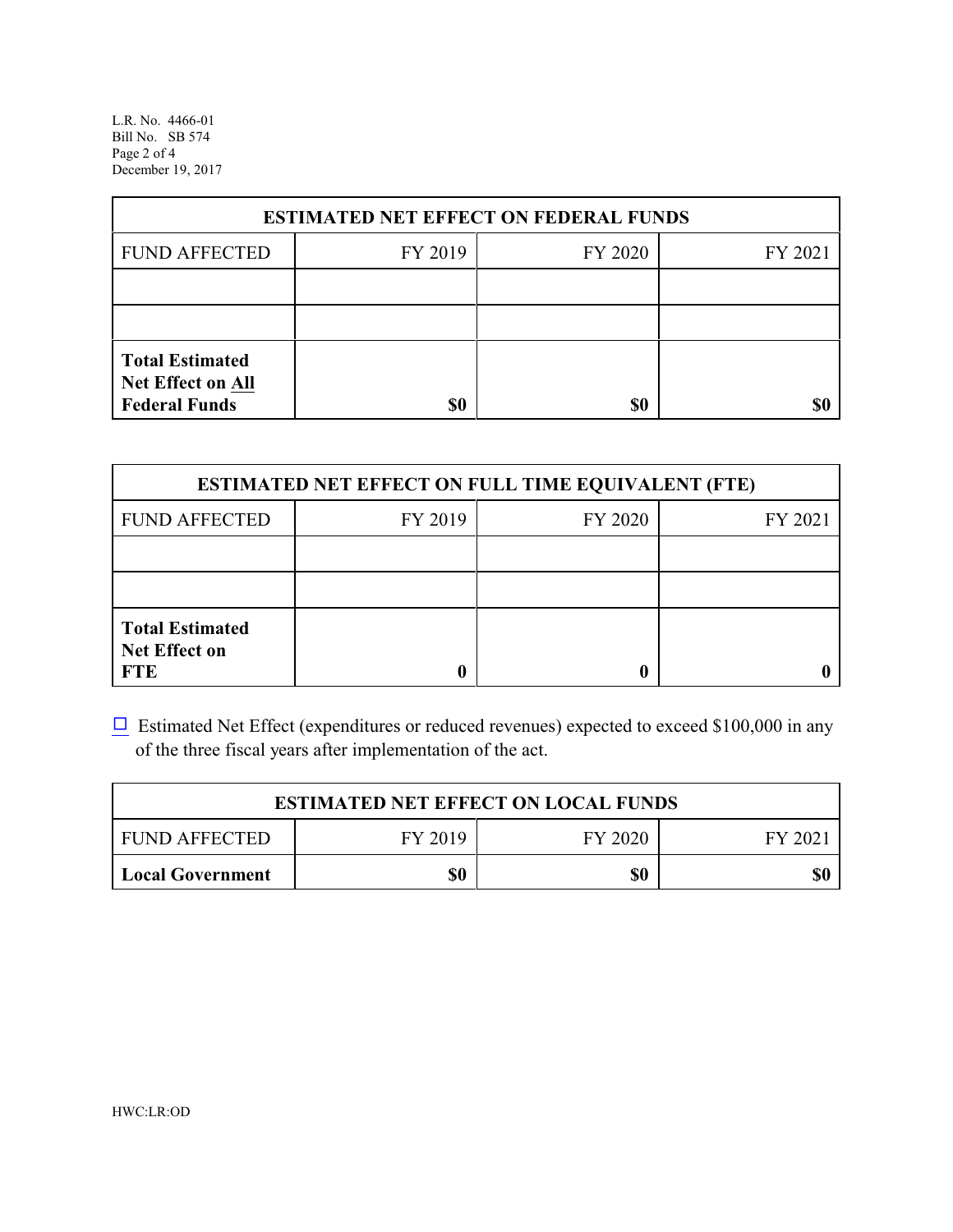| ESTIMATED NET EFFECT ON FEDERAL FUNDS | | | |
|---|---|---|---|
| FUND AFFECTED | FY 2019 | FY 2020 | FY 2021 |
| | | | |
| | | | |
| **Total Estimated Net Effect on All Federal Funds** | **$0** | **$0** | **$0** |

| ESTIMATED NET EFFECT ON FULL TIME EQUIVALENT (FTE) | | | |
|---|---|---|---|
| FUND AFFECTED | FY 2019 | FY 2020 | FY 2021 |
| | | | |
| | | | |
| **Total Estimated Net Effect on FTE** | **0** | **0** | **0** |

☐ Estimated Net Effect (expenditures or reduced revenues) expected to exceed $100,000 in any of the three fiscal years after implementation of the act.

| ESTIMATED NET EFFECT ON LOCAL FUNDS | | | |
|---|---|---|---|
| FUND AFFECTED | FY 2019 | FY 2020 | FY 2021 |
| **Local Government** | **$0** | **$0** | **$0** |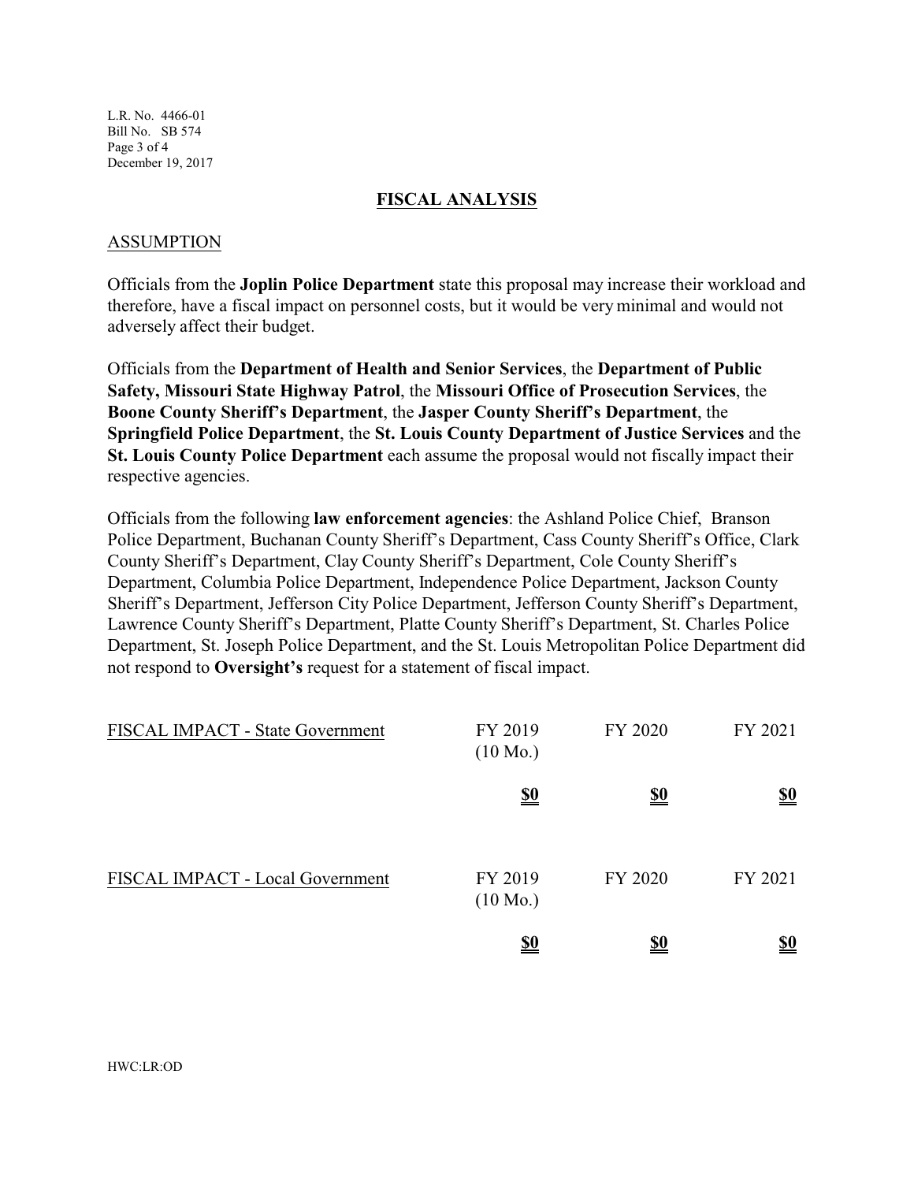## FISCAL ANALYSIS

### ASSUMPTION

Officials from the **Joplin Police Department** state this proposal may increase their workload and therefore, have a fiscal impact on personnel costs, but it would be very minimal and would not adversely affect their budget.

Officials from the **Department of Health and Senior Services**, the **Department of Public Safety, Missouri State Highway Patrol**, the **Missouri Office of Prosecution Services**, the **Boone County Sheriff's Department**, the **Jasper County Sheriff's Department**, the **Springfield Police Department**, the **St. Louis County Department of Justice Services** and the **St. Louis County Police Department** each assume the proposal would not fiscally impact their respective agencies.

Officials from the following **law enforcement agencies**: the Ashland Police Chief, Branson Police Department, Buchanan County Sheriff's Department, Cass County Sheriff's Office, Clark County Sheriff's Department, Clay County Sheriff's Department, Cole County Sheriff's Department, Columbia Police Department, Independence Police Department, Jackson County Sheriff's Department, Jefferson City Police Department, Jefferson County Sheriff's Department, Lawrence County Sheriff's Department, Platte County Sheriff's Department, St. Charles Police Department, St. Joseph Police Department, and the St. Louis Metropolitan Police Department did not respond to **Oversight's** request for a statement of fiscal impact.

| FISCAL IMPACT - State Government | FY 2019 (10 Mo.) | FY 2020 | FY 2021 |
|---|---|---|---|
| | **$0** | **$0** | **$0** |

| FISCAL IMPACT - Local Government | FY 2019 (10 Mo.) | FY 2020 | FY 2021 |
|---|---|---|---|
| | **$0** | **$0** | **$0** |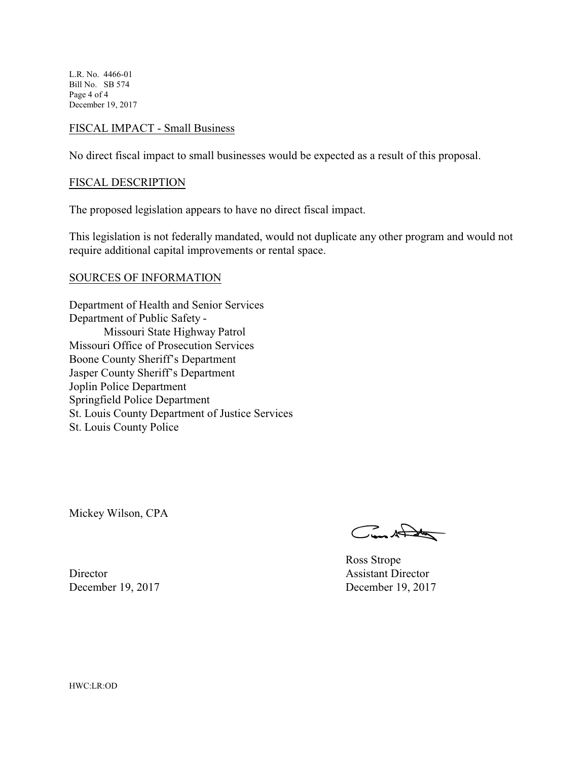## FISCAL IMPACT - Small Business

No direct fiscal impact to small businesses would be expected as a result of this proposal.

## FISCAL DESCRIPTION

The proposed legislation appears to have no direct fiscal impact.

This legislation is not federally mandated, would not duplicate any other program and would not require additional capital improvements or rental space.

## SOURCES OF INFORMATION

Department of Health and Senior Services
Department of Public Safety -
    Missouri State Highway Patrol
Missouri Office of Prosecution Services
Boone County Sheriff's Department
Jasper County Sheriff's Department
Joplin Police Department
Springfield Police Department
St. Louis County Department of Justice Services
St. Louis County Police

Mickey Wilson, CPA
Director
December 19, 2017

Ross Strope
Assistant Director
December 19, 2017

HWC:LR:OD